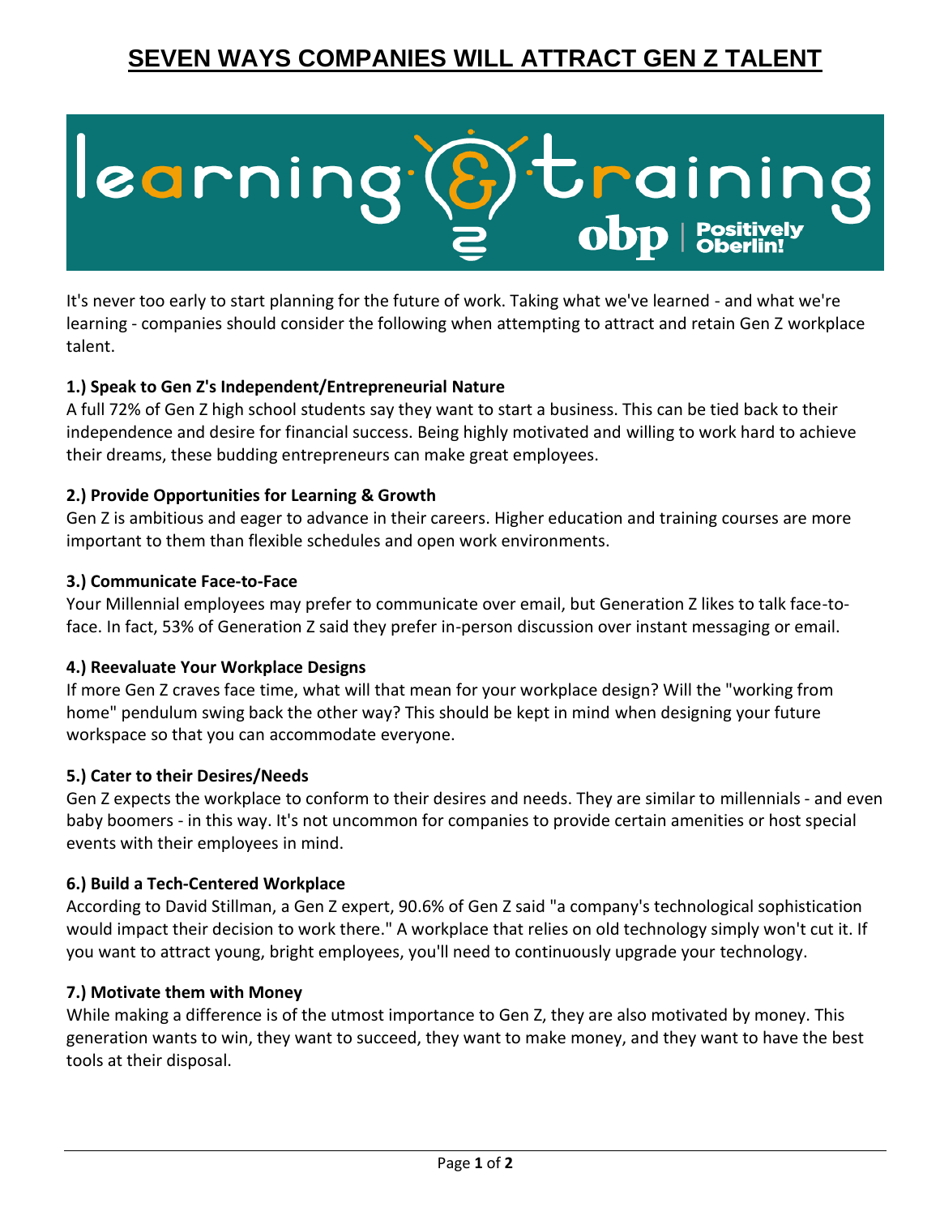# SEVEN WAYS COMPANIES WILL ATTRACT GEN Z TALENT

learning & training
obp | Positively Oberlin!

It's never too early to start planning for the future of work. Taking what we've learned - and what we're learning - companies should consider the following when attempting to attract and retain Gen Z workplace talent.

**1.) Speak to Gen Z's Independent/Entrepreneurial Nature**

A full 72% of Gen Z high school students say they want to start a business. This can be tied back to their independence and desire for financial success. Being highly motivated and willing to work hard to achieve their dreams, these budding entrepreneurs can make great employees.

**2.) Provide Opportunities for Learning & Growth**

Gen Z is ambitious and eager to advance in their careers. Higher education and training courses are more important to them than flexible schedules and open work environments.

**3.) Communicate Face-to-Face**

Your Millennial employees may prefer to communicate over email, but Generation Z likes to talk face-to-face. In fact, 53% of Generation Z said they prefer in-person discussion over instant messaging or email.

**4.) Reevaluate Your Workplace Designs**

If more Gen Z craves face time, what will that mean for your workplace design? Will the "working from home" pendulum swing back the other way? This should be kept in mind when designing your future workspace so that you can accommodate everyone.

**5.) Cater to their Desires/Needs**

Gen Z expects the workplace to conform to their desires and needs. They are similar to millennials - and even baby boomers - in this way. It's not uncommon for companies to provide certain amenities or host special events with their employees in mind.

**6.) Build a Tech-Centered Workplace**

According to David Stillman, a Gen Z expert, 90.6% of Gen Z said "a company's technological sophistication would impact their decision to work there." A workplace that relies on old technology simply won't cut it. If you want to attract young, bright employees, you'll need to continuously upgrade your technology.

**7.) Motivate them with Money**

While making a difference is of the utmost importance to Gen Z, they are also motivated by money. This generation wants to win, they want to succeed, they want to make money, and they want to have the best tools at their disposal.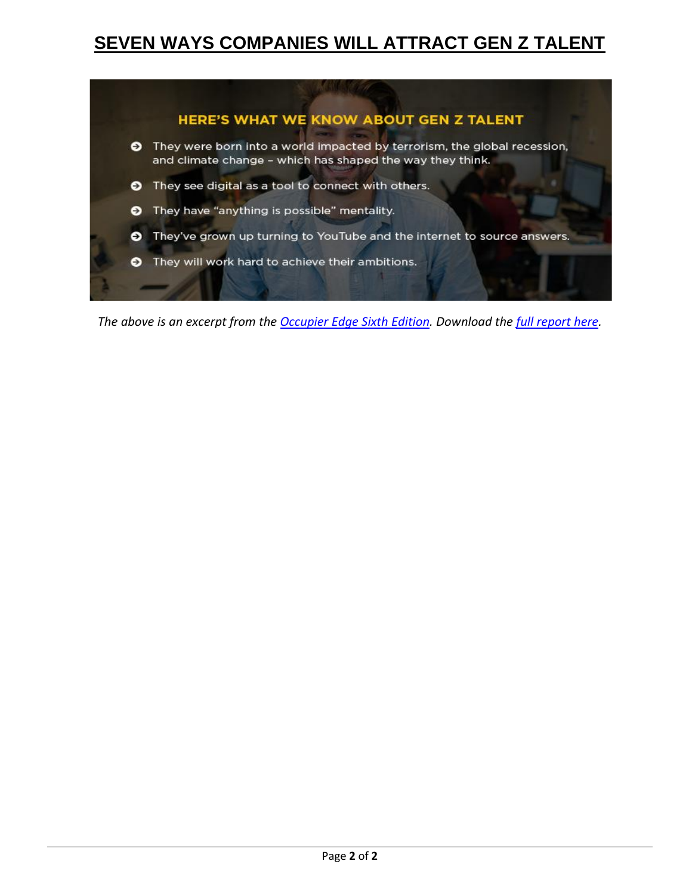# SEVEN WAYS COMPANIES WILL ATTRACT GEN Z TALENT

**HERE'S WHAT WE KNOW ABOUT GEN Z TALENT**

- They were born into a world impacted by terrorism, the global recession, and climate change – which has shaped the way they think.
- They see digital as a tool to connect with others.
- They have "anything is possible" mentality.
- They've grown up turning to YouTube and the internet to source answers.
- They will work hard to achieve their ambitions.

*The above is an excerpt from the Occupier Edge Sixth Edition. Download the full report here.*